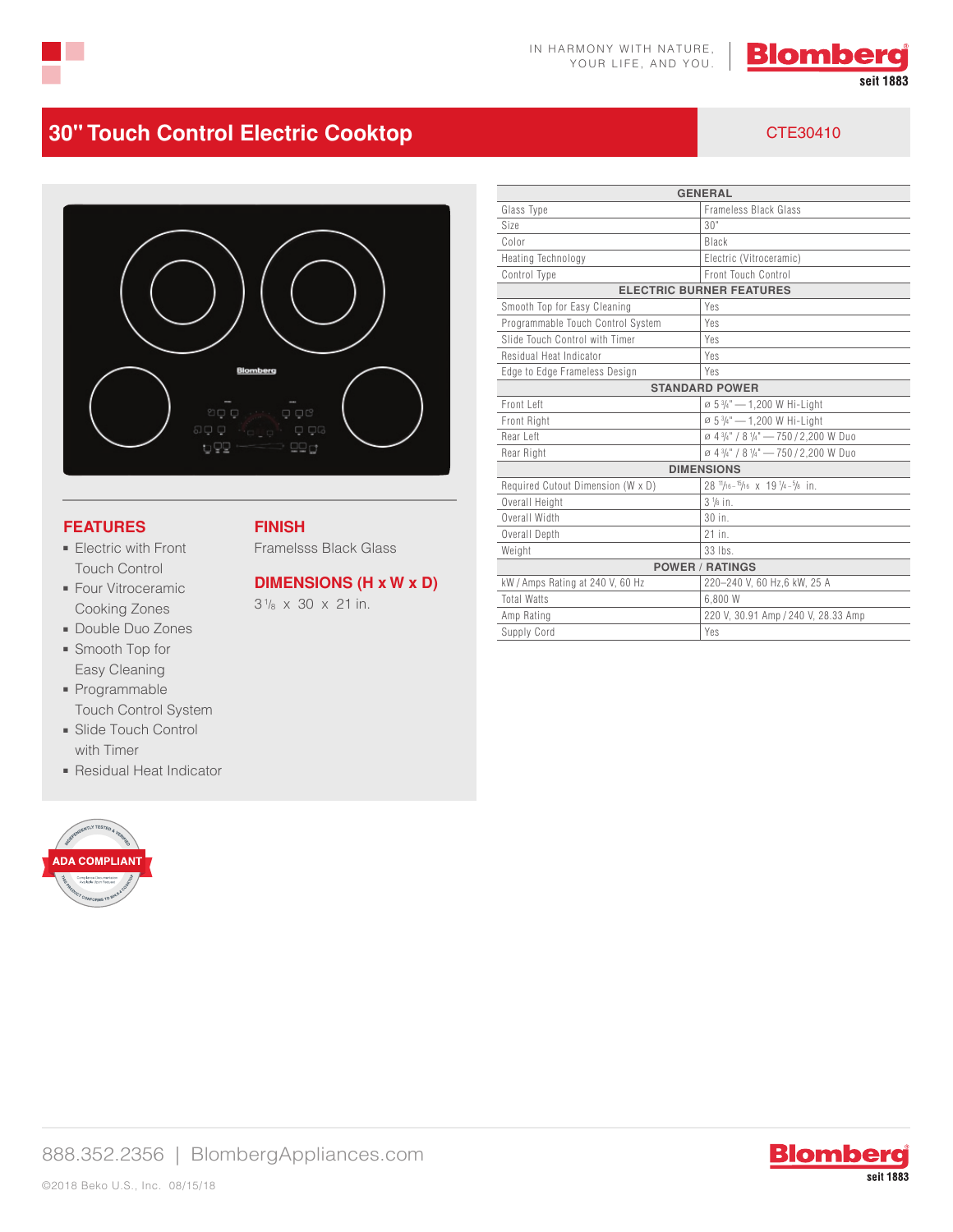IN HARMONY WITH NATURE, YOUR LIFE, AND YOU.

# 30" Touch Control Electric Cooktop

CTE30410

## FEATURES

- Electric with Front Touch Control
- Four Vitroceramic Cooking Zones
- Double Duo Zones
- Smooth Top for Easy Cleaning
- Programmable Touch Control System
- Slide Touch Control with Timer
- Residual Heat Indicator

## FINISH

Framelsss Black Glass

## DIMENSIONS (H x W x D)

3 1/8 x 30 x 21 in.

| GENERAL | |
|---|---|
| Glass Type | Frameless Black Glass |
| Size | 30" |
| Color | Black |
| Heating Technology | Electric (Vitroceramic) |
| Control Type | Front Touch Control |
| **ELECTRIC BURNER FEATURES** | |
| Smooth Top for Easy Cleaning | Yes |
| Programmable Touch Control System | Yes |
| Slide Touch Control with Timer | Yes |
| Residual Heat Indicator | Yes |
| Edge to Edge Frameless Design | Yes |
| **STANDARD POWER** | |
| Front Left | ø 5 3/4" — 1,200 W Hi-Light |
| Front Right | ø 5 3/4" — 1,200 W Hi-Light |
| Rear Left | ø 4 3/4" / 8 1/4" — 750 / 2,200 W Duo |
| Rear Right | ø 4 3/4" / 8 1/4" — 750 / 2,200 W Duo |
| **DIMENSIONS** | |
| Required Cutout Dimension (W x D) | 28 11/16 - 15/16 x 19 1/4 - 5/8 in. |
| Overall Height | 3 1/8 in. |
| Overall Width | 30 in. |
| Overall Depth | 21 in. |
| Weight | 33 lbs. |
| **POWER / RATINGS** | |
| kW / Amps Rating at 240 V, 60 Hz | 220–240 V, 60 Hz,6 kW, 25 A |
| Total Watts | 6,800 W |
| Amp Rating | 220 V, 30.91 Amp / 240 V, 28.33 Amp |
| Supply Cord | Yes |

ADA COMPLIANT

888.352.2356 | BlombergAppliances.com

©2018 Beko U.S., Inc. 08/15/18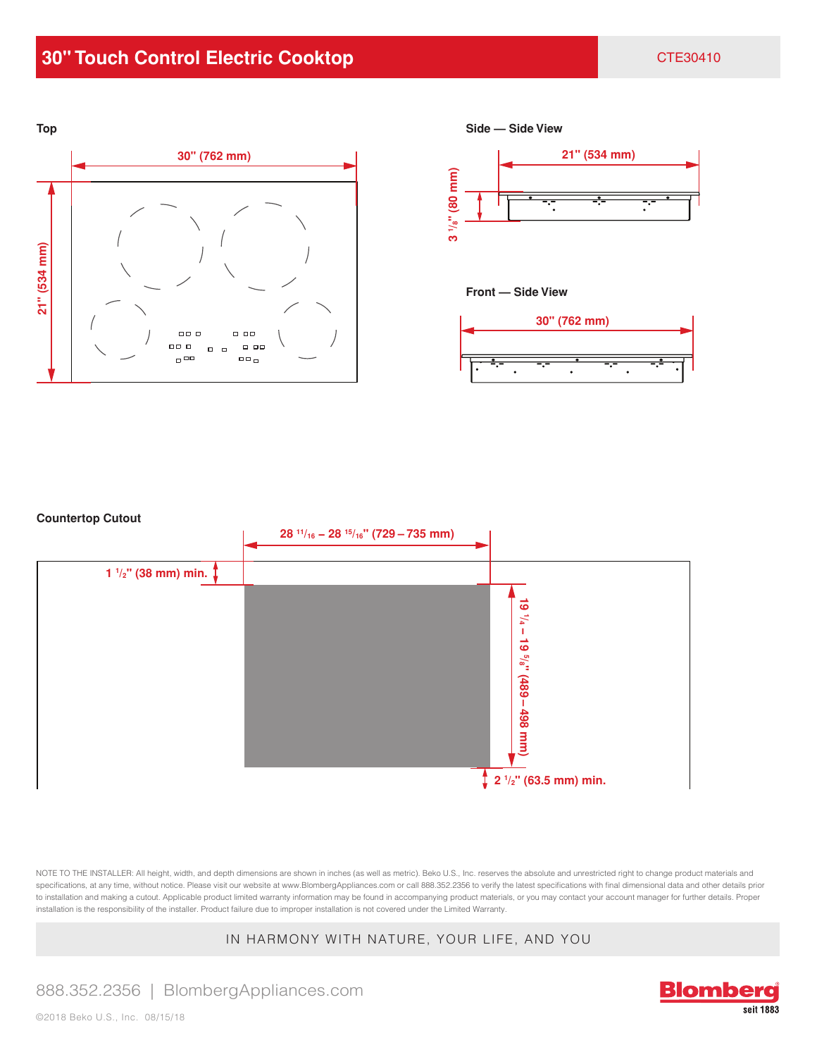# 30" Touch Control Electric Cooktop

CTE30410

### Top

30" (762 mm)

21" (534 mm)

### Side — Side View

21" (534 mm)

3 1/8" (80 mm)

### Front — Side View

30" (762 mm)

### Countertop Cutout

28 11/16 – 28 15/16" (729 – 735 mm)

1 1/2" (38 mm) min.

19 1/4 – 19 5/8" (489 – 498 mm)

2 1/2" (63.5 mm) min.

NOTE TO THE INSTALLER: All height, width, and depth dimensions are shown in inches (as well as metric). Beko U.S., Inc. reserves the absolute and unrestricted right to change product materials and specifications, at any time, without notice. Please visit our website at www.BlombergAppliances.com or call 888.352.2356 to verify the latest specifications with final dimensional data and other details prior to installation and making a cutout. Applicable product limited warranty information may be found in accompanying product materials, or you may contact your account manager for further details. Proper installation is the responsibility of the installer. Product failure due to improper installation is not covered under the Limited Warranty.

IN HARMONY WITH NATURE, YOUR LIFE, AND YOU

888.352.2356 | BlombergAppliances.com

Blomberg seit 1883

©2018 Beko U.S., Inc. 08/15/18